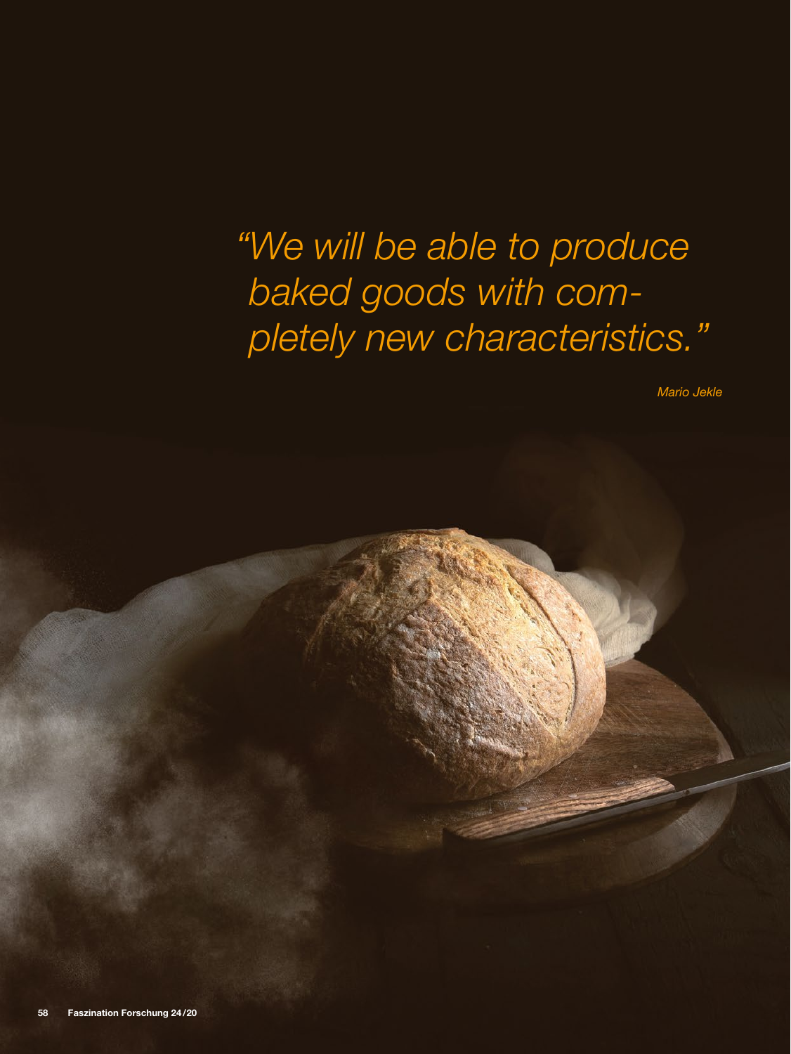*“We will be able to produce baked goods with completely new characteristics.”*

*Mario Jekle*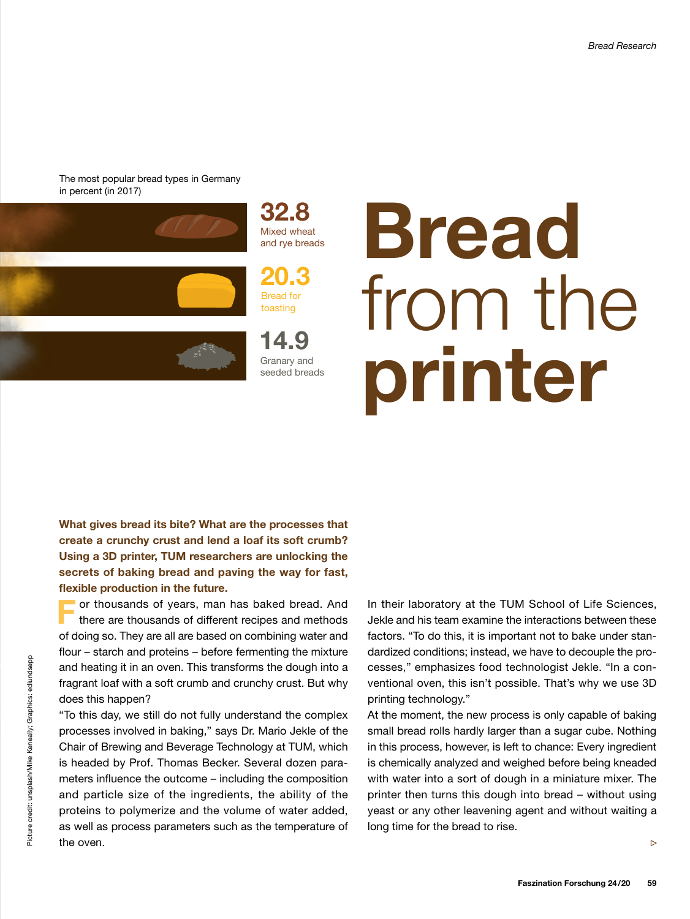The most popular bread types in Germany in percent (in 2017)

32.8
Mixed wheat and rye breads

20.3
Bread for toasting

14.9
Granary and seeded breads

# Bread from the printer

**What gives bread its bite? What are the processes that create a crunchy crust and lend a loaf its soft crumb? Using a 3D printer, TUM researchers are unlocking the secrets of baking bread and paving the way for fast, flexible production in the future.**

For thousands of years, man has baked bread. And there are thousands of different recipes and methods of doing so. They are all are based on combining water and flour – starch and proteins – before fermenting the mixture and heating it in an oven. This transforms the dough into a fragrant loaf with a soft crumb and crunchy crust. But why does this happen?

"To this day, we still do not fully understand the complex processes involved in baking," says Dr. Mario Jekle of the Chair of Brewing and Beverage Technology at TUM, which is headed by Prof. Thomas Becker. Several dozen parameters influence the outcome – including the composition and particle size of the ingredients, the ability of the proteins to polymerize and the volume of water added, as well as process parameters such as the temperature of the oven.

In their laboratory at the TUM School of Life Sciences, Jekle and his team examine the interactions between these factors. "To do this, it is important not to bake under standardized conditions; instead, we have to decouple the processes," emphasizes food technologist Jekle. "In a conventional oven, this isn't possible. That's why we use 3D printing technology."

At the moment, the new process is only capable of baking small bread rolls hardly larger than a sugar cube. Nothing in this process, however, is left to chance: Every ingredient is chemically analyzed and weighed before being kneaded with water into a sort of dough in a miniature mixer. The printer then turns this dough into bread – without using yeast or any other leavening agent and without waiting a long time for the bread to rise.

Picture credit: unsplash/Mike Kenneally; Graphics: edlundsepp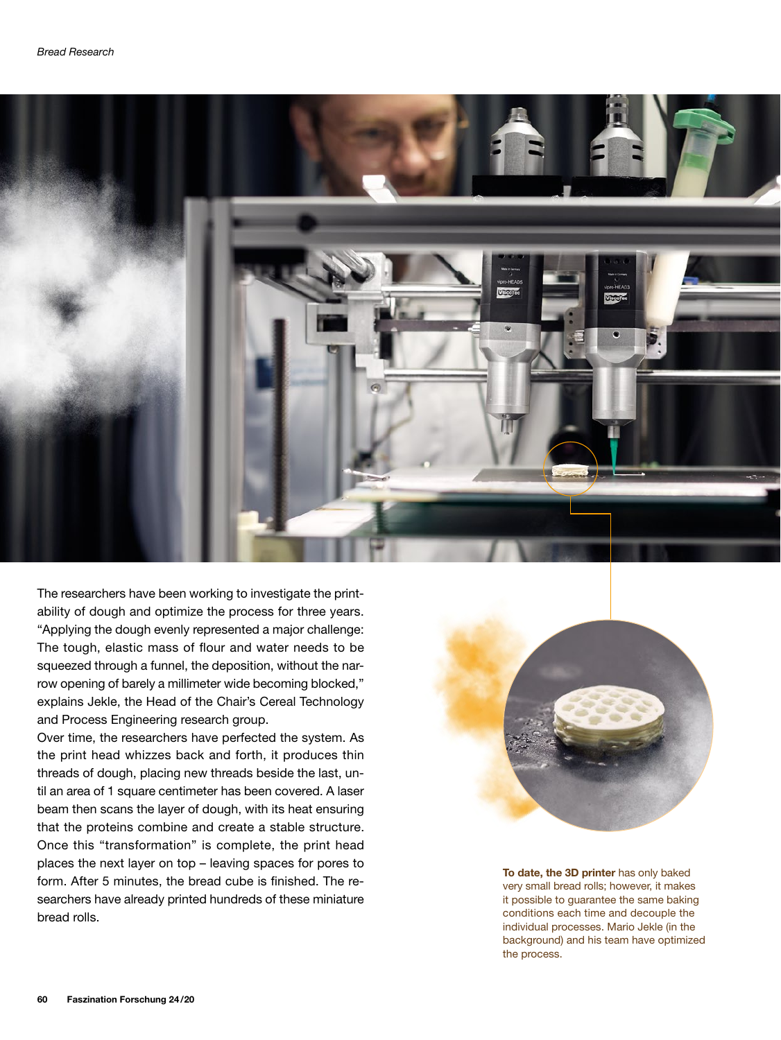The researchers have been working to investigate the printability of dough and optimize the process for three years. "Applying the dough evenly represented a major challenge: The tough, elastic mass of flour and water needs to be squeezed through a funnel, the deposition, without the narrow opening of barely a millimeter wide becoming blocked," explains Jekle, the Head of the Chair's Cereal Technology and Process Engineering research group.

Over time, the researchers have perfected the system. As the print head whizzes back and forth, it produces thin threads of dough, placing new threads beside the last, until an area of 1 square centimeter has been covered. A laser beam then scans the layer of dough, with its heat ensuring that the proteins combine and create a stable structure. Once this "transformation" is complete, the print head places the next layer on top – leaving spaces for pores to form. After 5 minutes, the bread cube is finished. The researchers have already printed hundreds of these miniature bread rolls.

**To date, the 3D printer** has only baked very small bread rolls; however, it makes it possible to guarantee the same baking conditions each time and decouple the individual processes. Mario Jekle (in the background) and his team have optimized the process.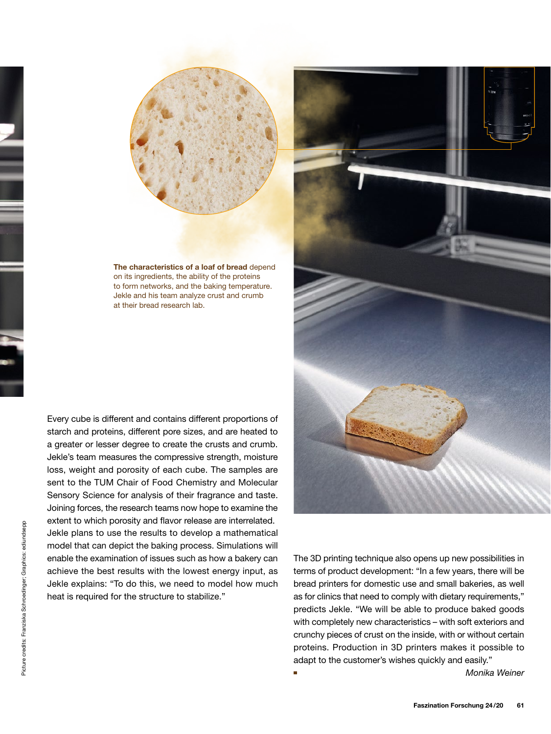**The characteristics of a loaf of bread** depend on its ingredients, the ability of the proteins to form networks, and the baking temperature. Jekle and his team analyze crust and crumb at their bread research lab.

Every cube is different and contains different proportions of starch and proteins, different pore sizes, and are heated to a greater or lesser degree to create the crusts and crumb. Jekle's team measures the compressive strength, moisture loss, weight and porosity of each cube. The samples are sent to the TUM Chair of Food Chemistry and Molecular Sensory Science for analysis of their fragrance and taste. Joining forces, the research teams now hope to examine the extent to which porosity and flavor release are interrelated. Jekle plans to use the results to develop a mathematical model that can depict the baking process. Simulations will enable the examination of issues such as how a bakery can achieve the best results with the lowest energy input, as Jekle explains: "To do this, we need to model how much heat is required for the structure to stabilize."

The 3D printing technique also opens up new possibilities in terms of product development: "In a few years, there will be bread printers for domestic use and small bakeries, as well as for clinics that need to comply with dietary requirements," predicts Jekle. "We will be able to produce baked goods with completely new characteristics – with soft exteriors and crunchy pieces of crust on the inside, with or without certain proteins. Production in 3D printers makes it possible to adapt to the customer's wishes quickly and easily."

*Monika Weiner*

Picture credits: Franziska Schroedinger; Graphics: ediundsepp